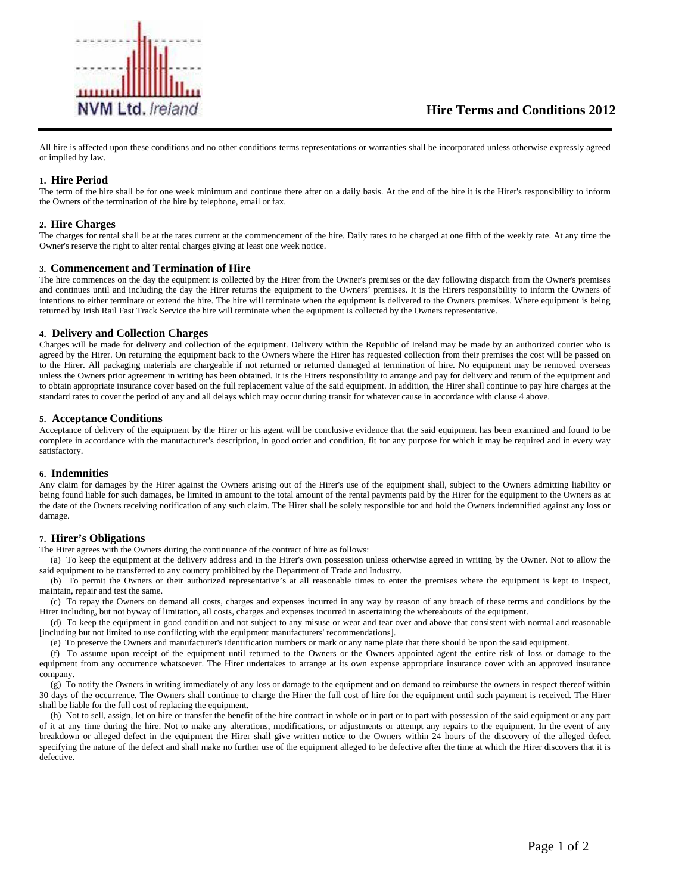NVM Ltd. *Ireland*

# Hire Terms and Conditions 2012

All hire is affected upon these conditions and no other conditions terms representations or warranties shall be incorporated unless otherwise expressly agreed or implied by law.

## 1. Hire Period

The term of the hire shall be for one week minimum and continue there after on a daily basis. At the end of the hire it is the Hirer's responsibility to inform the Owners of the termination of the hire by telephone, email or fax.

## 2. Hire Charges

The charges for rental shall be at the rates current at the commencement of the hire. Daily rates to be charged at one fifth of the weekly rate. At any time the Owner's reserve the right to alter rental charges giving at least one week notice.

## 3. Commencement and Termination of Hire

The hire commences on the day the equipment is collected by the Hirer from the Owner's premises or the day following dispatch from the Owner's premises and continues until and including the day the Hirer returns the equipment to the Owners' premises. It is the Hirers responsibility to inform the Owners of intentions to either terminate or extend the hire. The hire will terminate when the equipment is delivered to the Owners premises. Where equipment is being returned by Irish Rail Fast Track Service the hire will terminate when the equipment is collected by the Owners representative.

## 4. Delivery and Collection Charges

Charges will be made for delivery and collection of the equipment. Delivery within the Republic of Ireland may be made by an authorized courier who is agreed by the Hirer. On returning the equipment back to the Owners where the Hirer has requested collection from their premises the cost will be passed on to the Hirer. All packaging materials are chargeable if not returned or returned damaged at termination of hire. No equipment may be removed overseas unless the Owners prior agreement in writing has been obtained. It is the Hirers responsibility to arrange and pay for delivery and return of the equipment and to obtain appropriate insurance cover based on the full replacement value of the said equipment. In addition, the Hirer shall continue to pay hire charges at the standard rates to cover the period of any and all delays which may occur during transit for whatever cause in accordance with clause 4 above.

## 5. Acceptance Conditions

Acceptance of delivery of the equipment by the Hirer or his agent will be conclusive evidence that the said equipment has been examined and found to be complete in accordance with the manufacturer's description, in good order and condition, fit for any purpose for which it may be required and in every way satisfactory.

## 6. Indemnities

Any claim for damages by the Hirer against the Owners arising out of the Hirer's use of the equipment shall, subject to the Owners admitting liability or being found liable for such damages, be limited in amount to the total amount of the rental payments paid by the Hirer for the equipment to the Owners as at the date of the Owners receiving notification of any such claim. The Hirer shall be solely responsible for and hold the Owners indemnified against any loss or damage.

## 7. Hirer's Obligations

The Hirer agrees with the Owners during the continuance of the contract of hire as follows:

(a) To keep the equipment at the delivery address and in the Hirer's own possession unless otherwise agreed in writing by the Owner. Not to allow the said equipment to be transferred to any country prohibited by the Department of Trade and Industry.

(b) To permit the Owners or their authorized representative's at all reasonable times to enter the premises where the equipment is kept to inspect, maintain, repair and test the same.

(c) To repay the Owners on demand all costs, charges and expenses incurred in any way by reason of any breach of these terms and conditions by the Hirer including, but not byway of limitation, all costs, charges and expenses incurred in ascertaining the whereabouts of the equipment.

(d) To keep the equipment in good condition and not subject to any misuse or wear and tear over and above that consistent with normal and reasonable [including but not limited to use conflicting with the equipment manufacturers' recommendations].

(e) To preserve the Owners and manufacturer's identification numbers or mark or any name plate that there should be upon the said equipment.

(f) To assume upon receipt of the equipment until returned to the Owners or the Owners appointed agent the entire risk of loss or damage to the equipment from any occurrence whatsoever. The Hirer undertakes to arrange at its own expense appropriate insurance cover with an approved insurance company.

(g) To notify the Owners in writing immediately of any loss or damage to the equipment and on demand to reimburse the owners in respect thereof within 30 days of the occurrence. The Owners shall continue to charge the Hirer the full cost of hire for the equipment until such payment is received. The Hirer shall be liable for the full cost of replacing the equipment.

(h) Not to sell, assign, let on hire or transfer the benefit of the hire contract in whole or in part or to part with possession of the said equipment or any part of it at any time during the hire. Not to make any alterations, modifications, or adjustments or attempt any repairs to the equipment. In the event of any breakdown or alleged defect in the equipment the Hirer shall give written notice to the Owners within 24 hours of the discovery of the alleged defect specifying the nature of the defect and shall make no further use of the equipment alleged to be defective after the time at which the Hirer discovers that it is defective.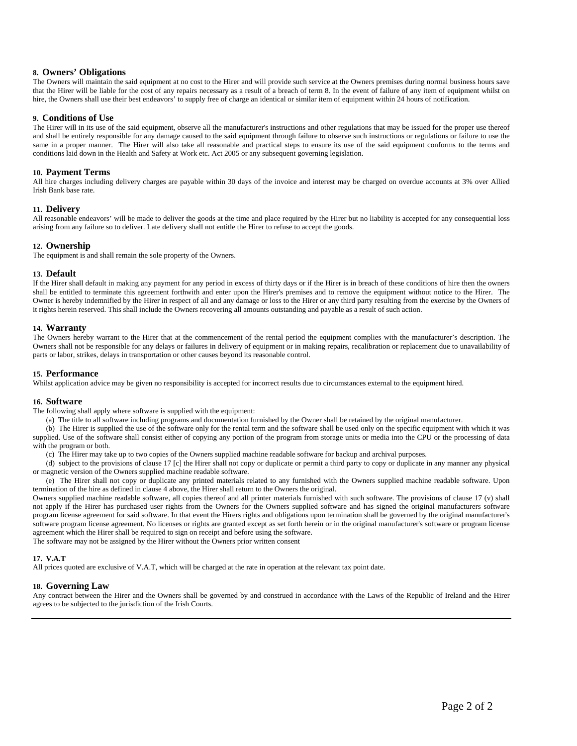### 8. Owners' Obligations

The Owners will maintain the said equipment at no cost to the Hirer and will provide such service at the Owners premises during normal business hours save that the Hirer will be liable for the cost of any repairs necessary as a result of a breach of term 8. In the event of failure of any item of equipment whilst on hire, the Owners shall use their best endeavors' to supply free of charge an identical or similar item of equipment within 24 hours of notification.

### 9. Conditions of Use

The Hirer will in its use of the said equipment, observe all the manufacturer's instructions and other regulations that may be issued for the proper use thereof and shall be entirely responsible for any damage caused to the said equipment through failure to observe such instructions or regulations or failure to use the same in a proper manner. The Hirer will also take all reasonable and practical steps to ensure its use of the said equipment conforms to the terms and conditions laid down in the Health and Safety at Work etc. Act 2005 or any subsequent governing legislation.

### 10. Payment Terms

All hire charges including delivery charges are payable within 30 days of the invoice and interest may be charged on overdue accounts at 3% over Allied Irish Bank base rate.

### 11. Delivery

All reasonable endeavors' will be made to deliver the goods at the time and place required by the Hirer but no liability is accepted for any consequential loss arising from any failure so to deliver. Late delivery shall not entitle the Hirer to refuse to accept the goods.

### 12. Ownership

The equipment is and shall remain the sole property of the Owners.

### 13. Default

If the Hirer shall default in making any payment for any period in excess of thirty days or if the Hirer is in breach of these conditions of hire then the owners shall be entitled to terminate this agreement forthwith and enter upon the Hirer's premises and to remove the equipment without notice to the Hirer. The Owner is hereby indemnified by the Hirer in respect of all and any damage or loss to the Hirer or any third party resulting from the exercise by the Owners of it rights herein reserved. This shall include the Owners recovering all amounts outstanding and payable as a result of such action.

### 14. Warranty

The Owners hereby warrant to the Hirer that at the commencement of the rental period the equipment complies with the manufacturer's description. The Owners shall not be responsible for any delays or failures in delivery of equipment or in making repairs, recalibration or replacement due to unavailability of parts or labor, strikes, delays in transportation or other causes beyond its reasonable control.

### 15. Performance

Whilst application advice may be given no responsibility is accepted for incorrect results due to circumstances external to the equipment hired.

### 16. Software

The following shall apply where software is supplied with the equipment:

(a) The title to all software including programs and documentation furnished by the Owner shall be retained by the original manufacturer.

(b) The Hirer is supplied the use of the software only for the rental term and the software shall be used only on the specific equipment with which it was supplied. Use of the software shall consist either of copying any portion of the program from storage units or media into the CPU or the processing of data with the program or both.

(c) The Hirer may take up to two copies of the Owners supplied machine readable software for backup and archival purposes.

(d) subject to the provisions of clause 17 [c] the Hirer shall not copy or duplicate or permit a third party to copy or duplicate in any manner any physical or magnetic version of the Owners supplied machine readable software.

(e) The Hirer shall not copy or duplicate any printed materials related to any furnished with the Owners supplied machine readable software. Upon termination of the hire as defined in clause 4 above, the Hirer shall return to the Owners the original.

Owners supplied machine readable software, all copies thereof and all printer materials furnished with such software. The provisions of clause 17 (v) shall not apply if the Hirer has purchased user rights from the Owners for the Owners supplied software and has signed the original manufacturers software program license agreement for said software. In that event the Hirers rights and obligations upon termination shall be governed by the original manufacturer's software program license agreement. No licenses or rights are granted except as set forth herein or in the original manufacturer's software or program license agreement which the Hirer shall be required to sign on receipt and before using the software.

The software may not be assigned by the Hirer without the Owners prior written consent

### 17. V.A.T

All prices quoted are exclusive of V.A.T, which will be charged at the rate in operation at the relevant tax point date.

### 18. Governing Law

Any contract between the Hirer and the Owners shall be governed by and construed in accordance with the Laws of the Republic of Ireland and the Hirer agrees to be subjected to the jurisdiction of the Irish Courts.